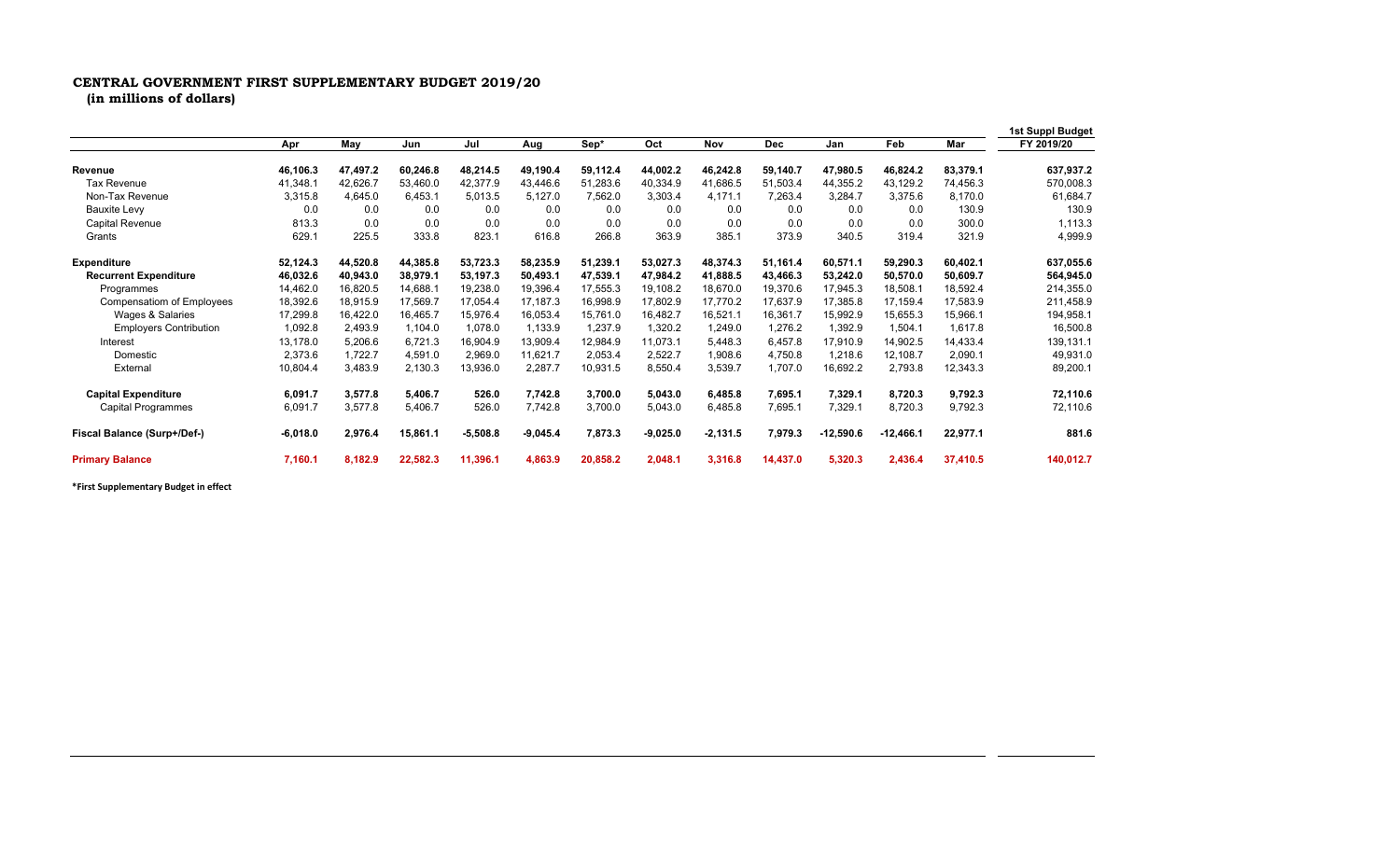**CENTRAL GOVERNMENT FIRST SUPPLEMENTARY BUDGET 2019/20**
**(in millions of dollars)**

| | Apr | May | Jun | Jul | Aug | Sep* | Oct | Nov | Dec | Jan | Feb | Mar | 1st Suppl Budget FY 2019/20 |
|---|---|---|---|---|---|---|---|---|---|---|---|---|---|
| **Revenue** | **46,106.3** | **47,497.2** | **60,246.8** | **48,214.5** | **49,190.4** | **59,112.4** | **44,002.2** | **46,242.8** | **59,140.7** | **47,980.5** | **46,824.2** | **83,379.1** | **637,937.2** |
| Tax Revenue | 41,348.1 | 42,626.7 | 53,460.0 | 42,377.9 | 43,446.6 | 51,283.6 | 40,334.9 | 41,686.5 | 51,503.4 | 44,355.2 | 43,129.2 | 74,456.3 | 570,008.3 |
| Non-Tax Revenue | 3,315.8 | 4,645.0 | 6,453.1 | 5,013.5 | 5,127.0 | 7,562.0 | 3,303.4 | 4,171.1 | 7,263.4 | 3,284.7 | 3,375.6 | 8,170.0 | 61,684.7 |
| Bauxite Levy | 0.0 | 0.0 | 0.0 | 0.0 | 0.0 | 0.0 | 0.0 | 0.0 | 0.0 | 0.0 | 0.0 | 130.9 | 130.9 |
| Capital Revenue | 813.3 | 0.0 | 0.0 | 0.0 | 0.0 | 0.0 | 0.0 | 0.0 | 0.0 | 0.0 | 0.0 | 300.0 | 1,113.3 |
| Grants | 629.1 | 225.5 | 333.8 | 823.1 | 616.8 | 266.8 | 363.9 | 385.1 | 373.9 | 340.5 | 319.4 | 321.9 | 4,999.9 |
| **Expenditure** | **52,124.3** | **44,520.8** | **44,385.8** | **53,723.3** | **58,235.9** | **51,239.1** | **53,027.3** | **48,374.3** | **51,161.4** | **60,571.1** | **59,290.3** | **60,402.1** | **637,055.6** |
| **Recurrent Expenditure** | **46,032.6** | **40,943.0** | **38,979.1** | **53,197.3** | **50,493.1** | **47,539.1** | **47,984.2** | **41,888.5** | **43,466.3** | **53,242.0** | **50,570.0** | **50,609.7** | **564,945.0** |
| Programmes | 14,462.0 | 16,820.5 | 14,688.1 | 19,238.0 | 19,396.4 | 17,555.3 | 19,108.2 | 18,670.0 | 19,370.6 | 17,945.3 | 18,508.1 | 18,592.4 | 214,355.0 |
| Compensatiom of Employees | 18,392.6 | 18,915.9 | 17,569.7 | 17,054.4 | 17,187.3 | 16,998.9 | 17,802.9 | 17,770.2 | 17,637.9 | 17,385.8 | 17,159.4 | 17,583.9 | 211,458.9 |
| Wages & Salaries | 17,299.8 | 16,422.0 | 16,465.7 | 15,976.4 | 16,053.4 | 15,761.0 | 16,482.7 | 16,521.1 | 16,361.7 | 15,992.9 | 15,655.3 | 15,966.1 | 194,958.1 |
| Employers Contribution | 1,092.8 | 2,493.9 | 1,104.0 | 1,078.0 | 1,133.9 | 1,237.9 | 1,320.2 | 1,249.0 | 1,276.2 | 1,392.9 | 1,504.1 | 1,617.8 | 16,500.8 |
| Interest | 13,178.0 | 5,206.6 | 6,721.3 | 16,904.9 | 13,909.4 | 12,984.9 | 11,073.1 | 5,448.3 | 6,457.8 | 17,910.9 | 14,902.5 | 14,433.4 | 139,131.1 |
| Domestic | 2,373.6 | 1,722.7 | 4,591.0 | 2,969.0 | 11,621.7 | 2,053.4 | 2,522.7 | 1,908.6 | 4,750.8 | 1,218.6 | 12,108.7 | 2,090.1 | 49,931.0 |
| External | 10,804.4 | 3,483.9 | 2,130.3 | 13,936.0 | 2,287.7 | 10,931.5 | 8,550.4 | 3,539.7 | 1,707.0 | 16,692.2 | 2,793.8 | 12,343.3 | 89,200.1 |
| **Capital Expenditure** | **6,091.7** | **3,577.8** | **5,406.7** | **526.0** | **7,742.8** | **3,700.0** | **5,043.0** | **6,485.8** | **7,695.1** | **7,329.1** | **8,720.3** | **9,792.3** | **72,110.6** |
| Capital Programmes | 6,091.7 | 3,577.8 | 5,406.7 | 526.0 | 7,742.8 | 3,700.0 | 5,043.0 | 6,485.8 | 7,695.1 | 7,329.1 | 8,720.3 | 9,792.3 | 72,110.6 |
| **Fiscal Balance (Surp+/Def-)** | **-6,018.0** | **2,976.4** | **15,861.1** | **-5,508.8** | **-9,045.4** | **7,873.3** | **-9,025.0** | **-2,131.5** | **7,979.3** | **-12,590.6** | **-12,466.1** | **22,977.1** | **881.6** |
| **Primary Balance** | **7,160.1** | **8,182.9** | **22,582.3** | **11,396.1** | **4,863.9** | **20,858.2** | **2,048.1** | **3,316.8** | **14,437.0** | **5,320.3** | **2,436.4** | **37,410.5** | **140,012.7** |

**\*First Supplementary Budget in effect**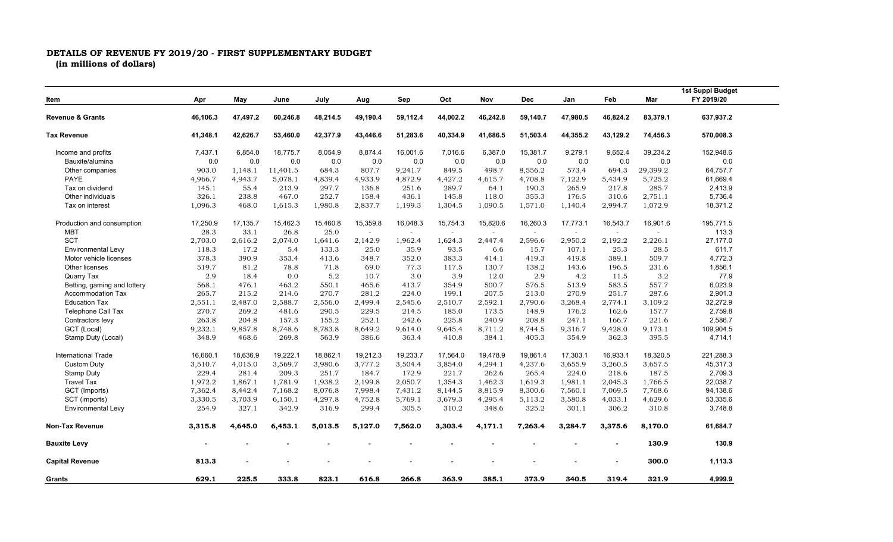**DETAILS OF REVENUE FY 2019/20 - FIRST SUPPLEMENTARY BUDGET**
**(in millions of dollars)**

| Item | Apr | May | June | July | Aug | Sep | Oct | Nov | Dec | Jan | Feb | Mar | 1st Suppl Budget FY 2019/20 |
|---|---|---|---|---|---|---|---|---|---|---|---|---|---|
| **Revenue & Grants** | **46,106.3** | **47,497.2** | **60,246.8** | **48,214.5** | **49,190.4** | **59,112.4** | **44,002.2** | **46,242.8** | **59,140.7** | **47,980.5** | **46,824.2** | **83,379.1** | **637,937.2** |
| **Tax Revenue** | **41,348.1** | **42,626.7** | **53,460.0** | **42,377.9** | **43,446.6** | **51,283.6** | **40,334.9** | **41,686.5** | **51,503.4** | **44,355.2** | **43,129.2** | **74,456.3** | **570,008.3** |
| Income and profits | 7,437.1 | 6,854.0 | 18,775.7 | 8,054.9 | 8,874.4 | 16,001.6 | 7,016.6 | 6,387.0 | 15,381.7 | 9,279.1 | 9,652.4 | 39,234.2 | 152,948.6 |
| Bauxite/alumina | 0.0 | 0.0 | 0.0 | 0.0 | 0.0 | 0.0 | 0.0 | 0.0 | 0.0 | 0.0 | 0.0 | 0.0 | 0.0 |
| Other companies | 903.0 | 1,148.1 | 11,401.5 | 684.3 | 807.7 | 9,241.7 | 849.5 | 498.7 | 8,556.2 | 573.4 | 694.3 | 29,399.2 | 64,757.7 |
| PAYE | 4,966.7 | 4,943.7 | 5,078.1 | 4,839.4 | 4,933.9 | 4,872.9 | 4,427.2 | 4,615.7 | 4,708.8 | 7,122.9 | 5,434.9 | 5,725.2 | 61,669.4 |
| Tax on dividend | 145.1 | 55.4 | 213.9 | 297.7 | 136.8 | 251.6 | 289.7 | 64.1 | 190.3 | 265.9 | 217.8 | 285.7 | 2,413.9 |
| Other individuals | 326.1 | 238.8 | 467.0 | 252.7 | 158.4 | 436.1 | 145.8 | 118.0 | 355.3 | 176.5 | 310.6 | 2,751.1 | 5,736.4 |
| Tax on interest | 1,096.3 | 468.0 | 1,615.3 | 1,980.8 | 2,837.7 | 1,199.3 | 1,304.5 | 1,090.5 | 1,571.0 | 1,140.4 | 2,994.7 | 1,072.9 | 18,371.2 |
| Production and consumption | 17,250.9 | 17,135.7 | 15,462.3 | 15,460.8 | 15,359.8 | 16,048.3 | 15,754.3 | 15,820.6 | 16,260.3 | 17,773.1 | 16,543.7 | 16,901.6 | 195,771.5 |
| MBT | 28.3 | 33.1 | 26.8 | 25.0 | - | - | - | - | - | - | - | - | 113.3 |
| SCT | 2,703.0 | 2,616.2 | 2,074.0 | 1,641.6 | 2,142.9 | 1,962.4 | 1,624.3 | 2,447.4 | 2,596.6 | 2,950.2 | 2,192.2 | 2,226.1 | 27,177.0 |
| Environmental Levy | 118.3 | 17.2 | 5.4 | 133.3 | 25.0 | 35.9 | 93.5 | 6.6 | 15.7 | 107.1 | 25.3 | 28.5 | 611.7 |
| Motor vehicle licenses | 378.3 | 390.9 | 353.4 | 413.6 | 348.7 | 352.0 | 383.3 | 414.1 | 419.3 | 419.8 | 389.1 | 509.7 | 4,772.3 |
| Other licenses | 519.7 | 81.2 | 78.8 | 71.8 | 69.0 | 77.3 | 117.5 | 130.7 | 138.2 | 143.6 | 196.5 | 231.6 | 1,856.1 |
| Quarry Tax | 2.9 | 18.4 | 0.0 | 5.2 | 10.7 | 3.0 | 3.9 | 12.0 | 2.9 | 4.2 | 11.5 | 3.2 | 77.9 |
| Betting, gaming and lottery | 568.1 | 476.1 | 463.2 | 550.1 | 465.6 | 413.7 | 354.9 | 500.7 | 576.5 | 513.9 | 583.5 | 557.7 | 6,023.9 |
| Accommodation Tax | 265.7 | 215.2 | 214.6 | 270.7 | 281.2 | 224.0 | 199.1 | 207.5 | 213.0 | 270.9 | 251.7 | 287.6 | 2,901.3 |
| Education Tax | 2,551.1 | 2,487.0 | 2,588.7 | 2,556.0 | 2,499.4 | 2,545.6 | 2,510.7 | 2,592.1 | 2,790.6 | 3,268.4 | 2,774.1 | 3,109.2 | 32,272.9 |
| Telephone Call Tax | 270.7 | 269.2 | 481.6 | 290.5 | 229.5 | 214.5 | 185.0 | 173.5 | 148.9 | 176.2 | 162.6 | 157.7 | 2,759.8 |
| Contractors levy | 263.8 | 204.8 | 157.3 | 155.2 | 252.1 | 242.6 | 225.8 | 240.9 | 208.8 | 247.1 | 166.7 | 221.6 | 2,586.7 |
| GCT (Local) | 9,232.1 | 9,857.8 | 8,748.6 | 8,783.8 | 8,649.2 | 9,614.0 | 9,645.4 | 8,711.2 | 8,744.5 | 9,316.7 | 9,428.0 | 9,173.1 | 109,904.5 |
| Stamp Duty (Local) | 348.9 | 468.6 | 269.8 | 563.9 | 386.6 | 363.4 | 410.8 | 384.1 | 405.3 | 354.9 | 362.3 | 395.5 | 4,714.1 |
| International Trade | 16,660.1 | 18,636.9 | 19,222.1 | 18,862.1 | 19,212.3 | 19,233.7 | 17,564.0 | 19,478.9 | 19,861.4 | 17,303.1 | 16,933.1 | 18,320.5 | 221,288.3 |
| Custom Duty | 3,510.7 | 4,015.0 | 3,569.7 | 3,980.6 | 3,777.2 | 3,504.4 | 3,854.0 | 4,294.1 | 4,237.6 | 3,655.9 | 3,260.5 | 3,657.5 | 45,317.3 |
| Stamp Duty | 229.4 | 281.4 | 209.3 | 251.7 | 184.7 | 172.9 | 221.7 | 262.6 | 265.4 | 224.0 | 218.6 | 187.5 | 2,709.3 |
| Travel Tax | 1,972.2 | 1,867.1 | 1,781.9 | 1,938.2 | 2,199.8 | 2,050.7 | 1,354.3 | 1,462.3 | 1,619.3 | 1,981.1 | 2,045.3 | 1,766.5 | 22,038.7 |
| GCT (Imports) | 7,362.4 | 8,442.4 | 7,168.2 | 8,076.8 | 7,998.4 | 7,431.2 | 8,144.5 | 8,815.9 | 8,300.6 | 7,560.1 | 7,069.5 | 7,768.6 | 94,138.6 |
| SCT (imports) | 3,330.5 | 3,703.9 | 6,150.1 | 4,297.8 | 4,752.8 | 5,769.1 | 3,679.3 | 4,295.4 | 5,113.2 | 3,580.8 | 4,033.1 | 4,629.6 | 53,335.6 |
| Environmental Levy | 254.9 | 327.1 | 342.9 | 316.9 | 299.4 | 305.5 | 310.2 | 348.6 | 325.2 | 301.1 | 306.2 | 310.8 | 3,748.8 |
| **Non-Tax Revenue** | **3,315.8** | **4,645.0** | **6,453.1** | **5,013.5** | **5,127.0** | **7,562.0** | **3,303.4** | **4,171.1** | **7,263.4** | **3,284.7** | **3,375.6** | **8,170.0** | **61,684.7** |
| **Bauxite Levy** | - | - | - | - | - | - | - | - | - | - | - | **130.9** | **130.9** |
| **Capital Revenue** | **813.3** | - | - | - | - | - | - | - | - | - | - | **300.0** | **1,113.3** |
| **Grants** | **629.1** | **225.5** | **333.8** | **823.1** | **616.8** | **266.8** | **363.9** | **385.1** | **373.9** | **340.5** | **319.4** | **321.9** | **4,999.9** |